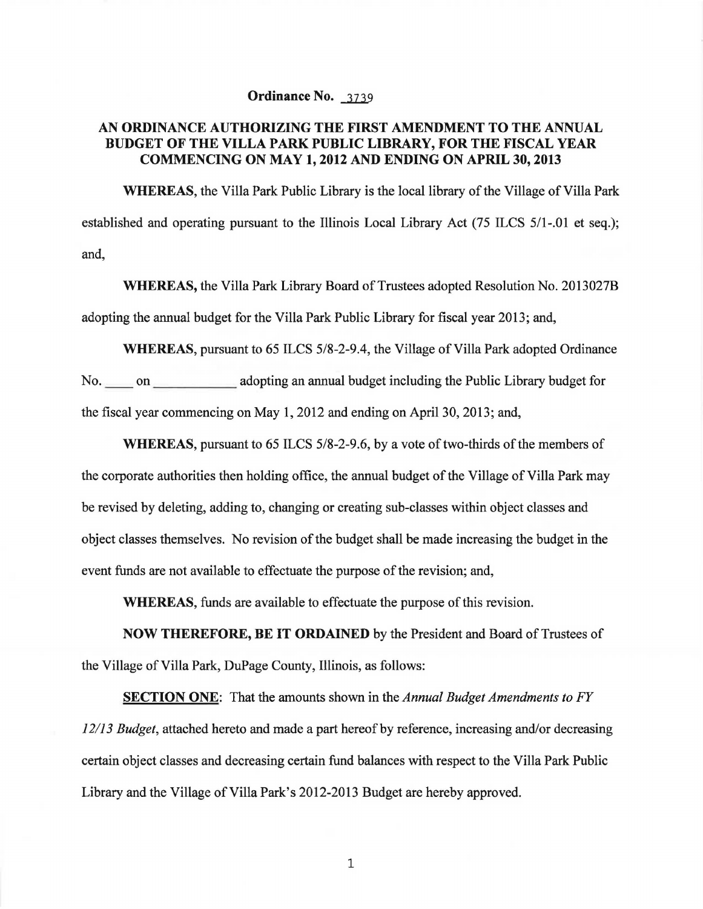**Ordinance No. 3739**

## AN ORDINANCE AUTHORIZING THE FIRST AMENDMENT TO THE ANNUAL BUDGET OF THE VILLA PARK PUBLIC LIBRARY, FOR THE FISCAL YEAR COMMENCING ON MAY 1, 2012 AND ENDING ON APRIL 30, 2013

**WHEREAS**, the Villa Park Public Library is the local library of the Village of Villa Park established and operating pursuant to the Illinois Local Library Act (75 ILCS 5/1-.01 et seq.); and,

**WHEREAS,** the Villa Park Library Board of Trustees adopted Resolution No. 2013027B adopting the annual budget for the Villa Park Public Library for fiscal year 2013; and,

**WHEREAS**, pursuant to 65 ILCS 5/8-2-9.4, the Village of Villa Park adopted Ordinance No. ____ on ____________ adopting an annual budget including the Public Library budget for the fiscal year commencing on May 1, 2012 and ending on April 30, 2013; and,

**WHEREAS**, pursuant to 65 ILCS 5/8-2-9.6, by a vote of two-thirds of the members of the corporate authorities then holding office, the annual budget of the Village of Villa Park may be revised by deleting, adding to, changing or creating sub-classes within object classes and object classes themselves. No revision of the budget shall be made increasing the budget in the event funds are not available to effectuate the purpose of the revision; and,

**WHEREAS**, funds are available to effectuate the purpose of this revision.

**NOW THEREFORE, BE IT ORDAINED** by the President and Board of Trustees of the Village of Villa Park, DuPage County, Illinois, as follows:

**SECTION ONE**: That the amounts shown in the *Annual Budget Amendments to FY 12/13 Budget*, attached hereto and made a part hereof by reference, increasing and/or decreasing certain object classes and decreasing certain fund balances with respect to the Villa Park Public Library and the Village of Villa Park's 2012-2013 Budget are hereby approved.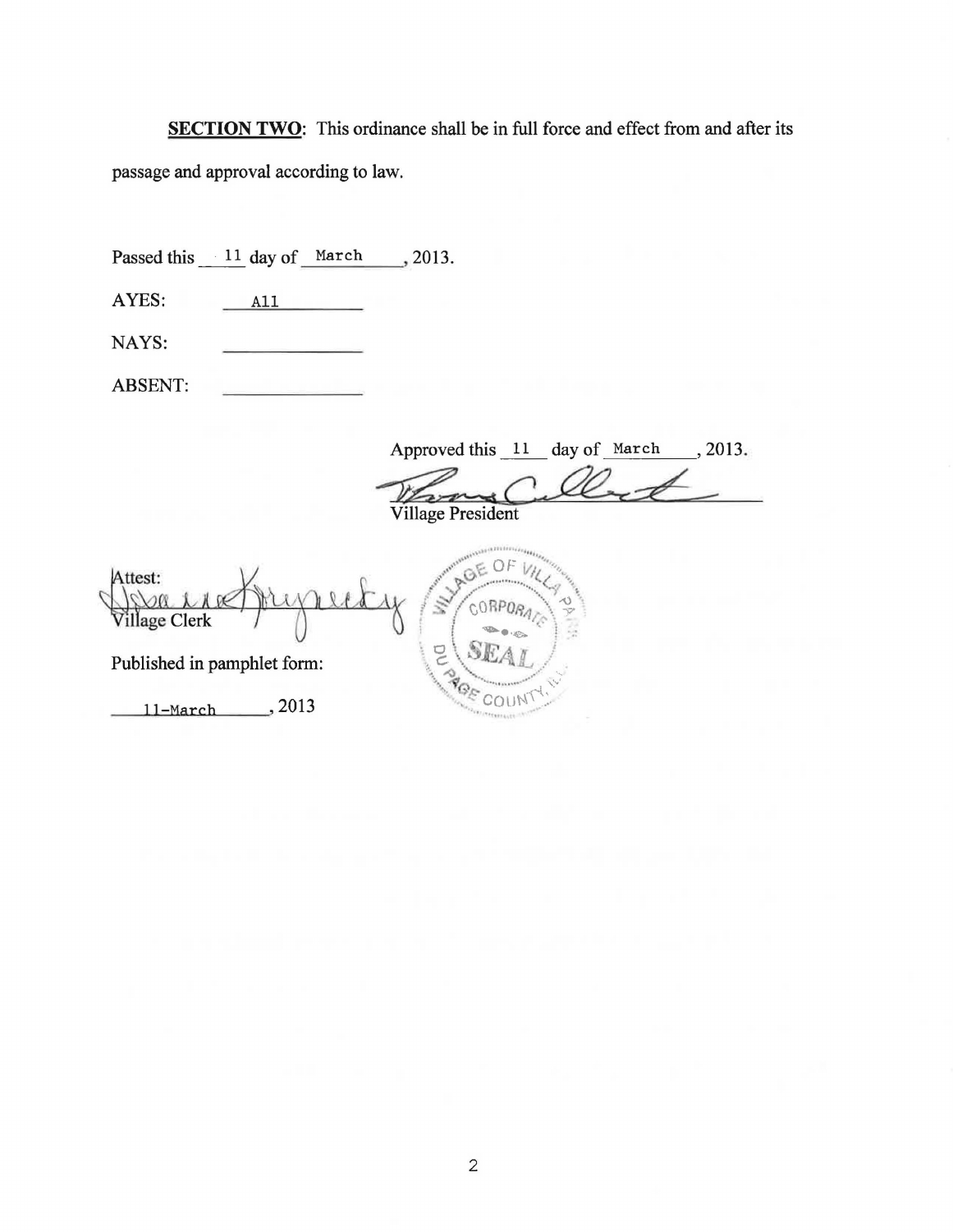**SECTION TWO**: This ordinance shall be in full force and effect from and after its passage and approval according to law.

Passed this 11 day of March, 2013.

AYES: All

NAYS: \_\_\_\_\_\_\_\_\_\_

ABSENT: \_\_\_\_\_\_\_\_\_\_

Approved this 11 day of March, 2013.

Village President

Attest:

Village Clerk

VILLAGE OF VILLA PARK CORPORATE SEAL DU PAGE COUNTY, ILL.

Published in pamphlet form:

11-March, 2013